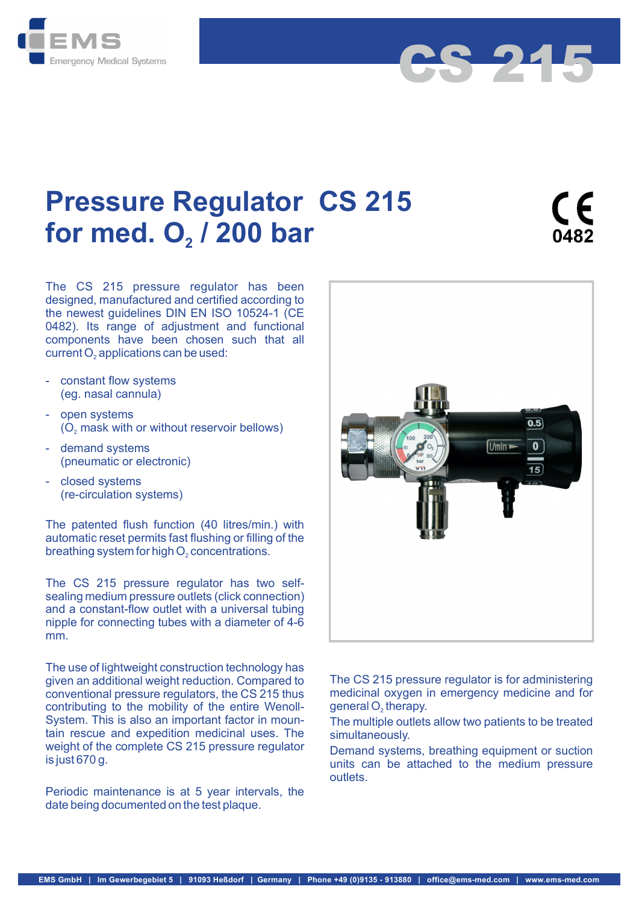EMS
Emergency Medical Systems

# CS 215

# Pressure Regulator CS 215 for med. $O_2$ / 200 bar

CE 0482

The CS 215 pressure regulator has been designed, manufactured and certified according to the newest guidelines DIN EN ISO 10524-1 (CE 0482). Its range of adjustment and functional components have been chosen such that all current $O_2$ applications can be used:

- constant flow systems (eg. nasal cannula)
- open systems ($O_2$ mask with or without reservoir bellows)
- demand systems (pneumatic or electronic)
- closed systems (re-circulation systems)

The patented flush function (40 litres/min.) with automatic reset permits fast flushing or filling of the breathing system for high $O_2$ concentrations.

The CS 215 pressure regulator has two self-sealing medium pressure outlets (click connection) and a constant-flow outlet with a universal tubing nipple for connecting tubes with a diameter of 4-6 mm.

The use of lightweight construction technology has given an additional weight reduction. Compared to conventional pressure regulators, the CS 215 thus contributing to the mobility of the entire Wenoll-System. This is also an important factor in mountain rescue and expedition medicinal uses. The weight of the complete CS 215 pressure regulator is just 670 g.

Periodic maintenance is at 5 year intervals, the date being documented on the test plaque.

The CS 215 pressure regulator is for administering medicinal oxygen in emergency medicine and for general $O_2$ therapy.

The multiple outlets allow two patients to be treated simultaneously.

Demand systems, breathing equipment or suction units can be attached to the medium pressure outlets.

EMS GmbH | Im Gewerbegebiet 5 | 91093 Heßdorf | Germany | Phone +49 (0)9135 - 913880 | office@ems-med.com | www.ems-med.com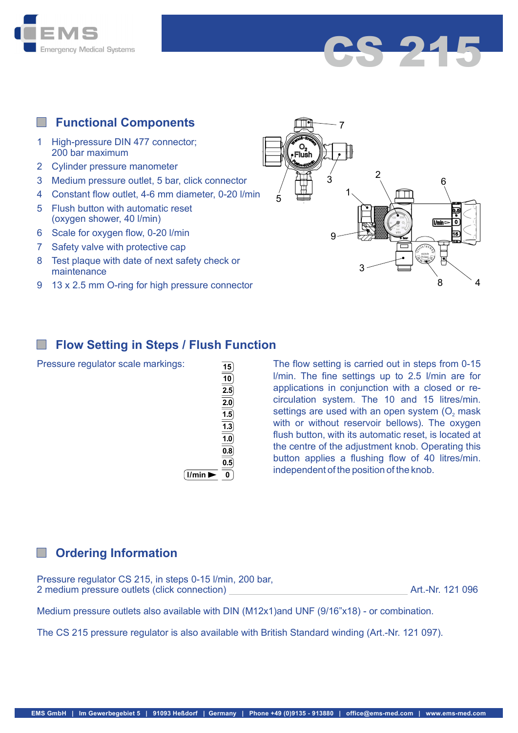# CS 215

## Functional Components

1. High-pressure DIN 477 connector; 200 bar maximum
2. Cylinder pressure manometer
3. Medium pressure outlet, 5 bar, click connector
4. Constant flow outlet, 4-6 mm diameter, 0-20 l/min
5. Flush button with automatic reset (oxygen shower, 40 l/min)
6. Scale for oxygen flow, 0-20 l/min
7. Safety valve with protective cap
8. Test plaque with date of next safety check or maintenance
9. 13 x 2.5 mm O-ring for high pressure connector

## Flow Setting in Steps / Flush Function

Pressure regulator scale markings:

15
10
2.5
2.0
1.5
1.3
1.0
0.8
0.5
l/min ► 0

The flow setting is carried out in steps from 0-15 l/min. The fine settings up to 2.5 l/min are for applications in conjunction with a closed or re-circulation system. The 10 and 15 litres/min. settings are used with an open system ($O_2$ mask with or without reservoir bellows). The oxygen flush button, with its automatic reset, is located at the centre of the adjustment knob. Operating this button applies a flushing flow of 40 litres/min. independent of the position of the knob.

## Ordering Information

Pressure regulator CS 215, in steps 0-15 l/min, 200 bar, 2 medium pressure outlets (click connection) ____ Art.-Nr. 121 096

Medium pressure outlets also available with DIN (M12x1)and UNF (9/16"x18) - or combination.

The CS 215 pressure regulator is also available with British Standard winding (Art.-Nr. 121 097).

EMS GmbH | Im Gewerbegebiet 5 | 91093 Heßdorf | Germany | Phone +49 (0)9135 - 913880 | office@ems-med.com | www.ems-med.com